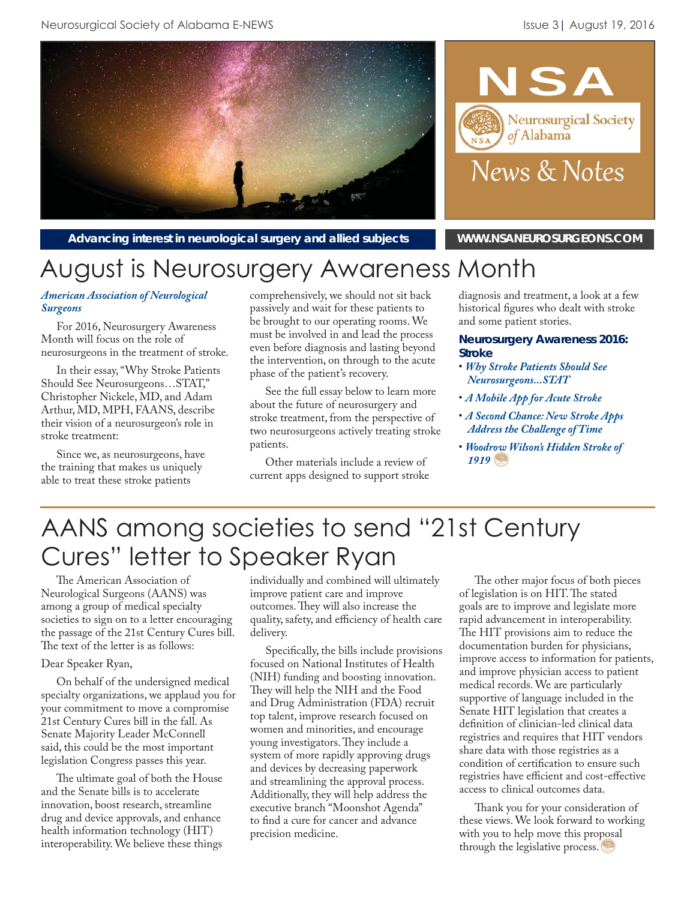# NSA

Neurosurgical Society of Alabama

News & Notes

**Advancing interest in neurological surgery and allied subjects**

**WWW.NSANEUROSURGEONS.COM**

# August is Neurosurgery Awareness Month

***American Association of Neurological Surgeons***

For 2016, Neurosurgery Awareness Month will focus on the role of neurosurgeons in the treatment of stroke.

In their essay, "Why Stroke Patients Should See Neurosurgeons…STAT," Christopher Nickele, MD, and Adam Arthur, MD, MPH, FAANS, describe their vision of a neurosurgeon's role in stroke treatment:

Since we, as neurosurgeons, have the training that makes us uniquely able to treat these stroke patients comprehensively, we should not sit back passively and wait for these patients to be brought to our operating rooms. We must be involved in and lead the process even before diagnosis and lasting beyond the intervention, on through to the acute phase of the patient's recovery.

See the full essay below to learn more about the future of neurosurgery and stroke treatment, from the perspective of two neurosurgeons actively treating stroke patients.

Other materials include a review of current apps designed to support stroke diagnosis and treatment, a look at a few historical figures who dealt with stroke and some patient stories.

### Neurosurgery Awareness 2016: Stroke

- *Why Stroke Patients Should See Neurosurgeons…STAT*
- *A Mobile App for Acute Stroke*
- *A Second Chance: New Stroke Apps Address the Challenge of Time*
- *Woodrow Wilson's Hidden Stroke of 1919*

# AANS among societies to send "21st Century Cures" letter to Speaker Ryan

The American Association of Neurological Surgeons (AANS) was among a group of medical specialty societies to sign on to a letter encouraging the passage of the 21st Century Cures bill. The text of the letter is as follows:

Dear Speaker Ryan,

On behalf of the undersigned medical specialty organizations, we applaud you for your commitment to move a compromise 21st Century Cures bill in the fall. As Senate Majority Leader McConnell said, this could be the most important legislation Congress passes this year.

The ultimate goal of both the House and the Senate bills is to accelerate innovation, boost research, streamline drug and device approvals, and enhance health information technology (HIT) interoperability. We believe these things individually and combined will ultimately improve patient care and improve outcomes. They will also increase the quality, safety, and efficiency of health care delivery.

Specifically, the bills include provisions focused on National Institutes of Health (NIH) funding and boosting innovation. They will help the NIH and the Food and Drug Administration (FDA) recruit top talent, improve research focused on women and minorities, and encourage young investigators. They include a system of more rapidly approving drugs and devices by decreasing paperwork and streamlining the approval process. Additionally, they will help address the executive branch "Moonshot Agenda" to find a cure for cancer and advance precision medicine.

The other major focus of both pieces of legislation is on HIT. The stated goals are to improve and legislate more rapid advancement in interoperability. The HIT provisions aim to reduce the documentation burden for physicians, improve access to information for patients, and improve physician access to patient medical records. We are particularly supportive of language included in the Senate HIT legislation that creates a definition of clinician-led clinical data registries and requires that HIT vendors share data with those registries as a condition of certification to ensure such registries have efficient and cost-effective access to clinical outcomes data.

Thank you for your consideration of these views. We look forward to working with you to help move this proposal through the legislative process.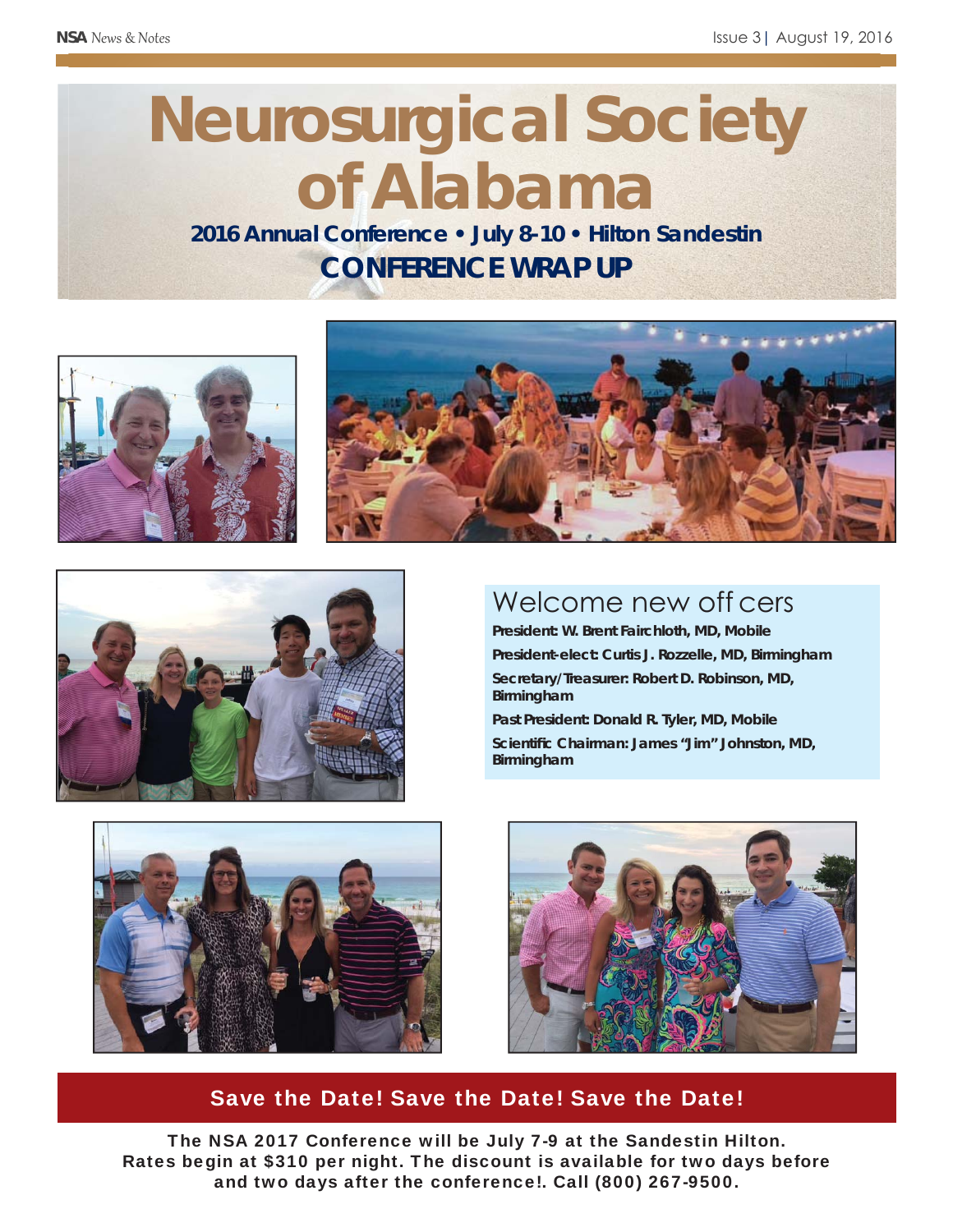# Neurosurgical Society of Alabama

## 2016 Annual Conference • July 8-10 • Hilton Sandestin

## CONFERENCE WRAP UP

### Welcome new officers

**President: W. Brent Fairchloth, MD, Mobile**

**President-elect: Curtis J. Rozzelle, MD, Birmingham**

**Secretary/Treasurer: Robert D. Robinson, MD, Birmingham**

**Past President: Donald R. Tyler, MD, Mobile**

**Scientific Chairman: James "Jim" Johnston, MD, Birmingham**

## Save the Date! Save the Date! Save the Date!

**The NSA 2017 Conference will be July 7-9 at the Sandestin Hilton. Rates begin at $310 per night. The discount is available for two days before and two days after the conference!. Call (800) 267-9500.**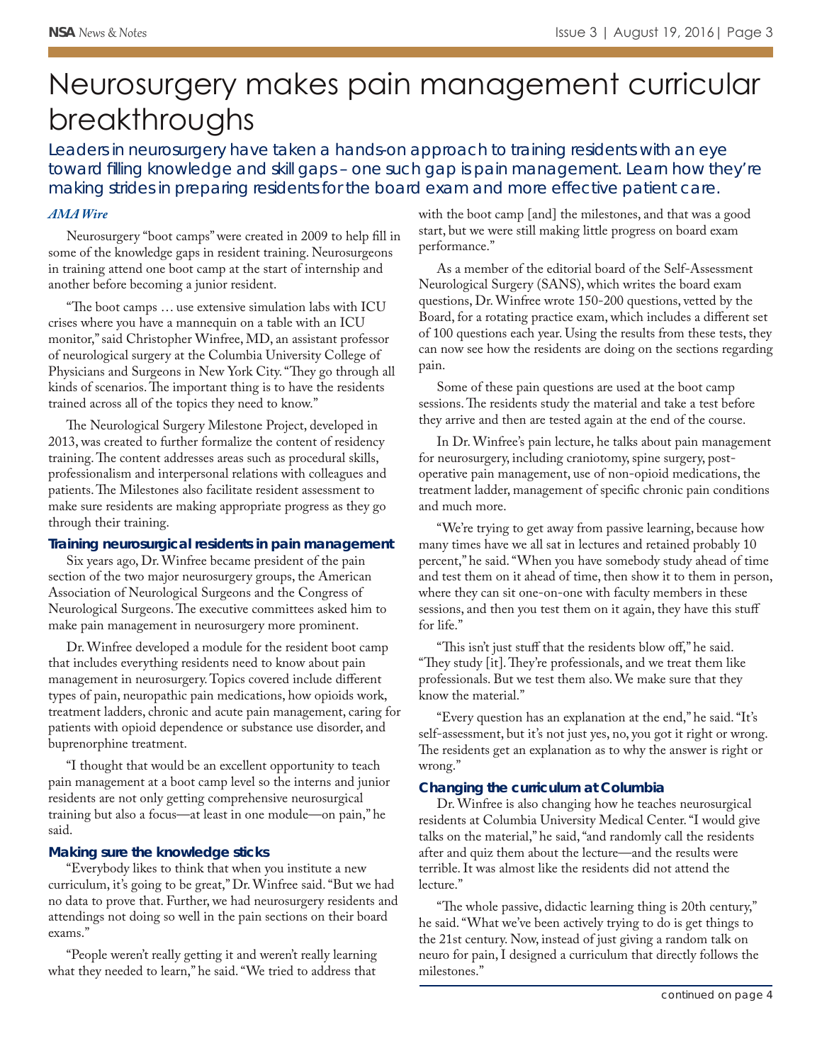# Neurosurgery makes pain management curricular breakthroughs

Leaders in neurosurgery have taken a hands-on approach to training residents with an eye toward filling knowledge and skill gaps – one such gap is pain management. Learn how they're making strides in preparing residents for the board exam and more effective patient care.

***AMA Wire***

Neurosurgery "boot camps" were created in 2009 to help fill in some of the knowledge gaps in resident training. Neurosurgeons in training attend one boot camp at the start of internship and another before becoming a junior resident.

"The boot camps … use extensive simulation labs with ICU crises where you have a mannequin on a table with an ICU monitor," said Christopher Winfree, MD, an assistant professor of neurological surgery at the Columbia University College of Physicians and Surgeons in New York City. "They go through all kinds of scenarios. The important thing is to have the residents trained across all of the topics they need to know."

The Neurological Surgery Milestone Project, developed in 2013, was created to further formalize the content of residency training. The content addresses areas such as procedural skills, professionalism and interpersonal relations with colleagues and patients. The Milestones also facilitate resident assessment to make sure residents are making appropriate progress as they go through their training.

### Training neurosurgical residents in pain management

Six years ago, Dr. Winfree became president of the pain section of the two major neurosurgery groups, the American Association of Neurological Surgeons and the Congress of Neurological Surgeons. The executive committees asked him to make pain management in neurosurgery more prominent.

Dr. Winfree developed a module for the resident boot camp that includes everything residents need to know about pain management in neurosurgery. Topics covered include different types of pain, neuropathic pain medications, how opioids work, treatment ladders, chronic and acute pain management, caring for patients with opioid dependence or substance use disorder, and buprenorphine treatment.

"I thought that would be an excellent opportunity to teach pain management at a boot camp level so the interns and junior residents are not only getting comprehensive neurosurgical training but also a focus—at least in one module—on pain," he said.

### Making sure the knowledge sticks

"Everybody likes to think that when you institute a new curriculum, it's going to be great," Dr. Winfree said. "But we had no data to prove that. Further, we had neurosurgery residents and attendings not doing so well in the pain sections on their board exams."

"People weren't really getting it and weren't really learning what they needed to learn," he said. "We tried to address that with the boot camp [and] the milestones, and that was a good start, but we were still making little progress on board exam performance."

As a member of the editorial board of the Self-Assessment Neurological Surgery (SANS), which writes the board exam questions, Dr. Winfree wrote 150-200 questions, vetted by the Board, for a rotating practice exam, which includes a different set of 100 questions each year. Using the results from these tests, they can now see how the residents are doing on the sections regarding pain.

Some of these pain questions are used at the boot camp sessions. The residents study the material and take a test before they arrive and then are tested again at the end of the course.

In Dr. Winfree's pain lecture, he talks about pain management for neurosurgery, including craniotomy, spine surgery, post-operative pain management, use of non-opioid medications, the treatment ladder, management of specific chronic pain conditions and much more.

"We're trying to get away from passive learning, because how many times have we all sat in lectures and retained probably 10 percent," he said. "When you have somebody study ahead of time and test them on it ahead of time, then show it to them in person, where they can sit one-on-one with faculty members in these sessions, and then you test them on it again, they have this stuff for life."

"This isn't just stuff that the residents blow off," he said. "They study [it]. They're professionals, and we treat them like professionals. But we test them also. We make sure that they know the material."

"Every question has an explanation at the end," he said. "It's self-assessment, but it's not just yes, no, you got it right or wrong. The residents get an explanation as to why the answer is right or wrong."

### Changing the curriculum at Columbia

Dr. Winfree is also changing how he teaches neurosurgical residents at Columbia University Medical Center. "I would give talks on the material," he said, "and randomly call the residents after and quiz them about the lecture—and the results were terrible. It was almost like the residents did not attend the lecture."

"The whole passive, didactic learning thing is 20th century," he said. "What we've been actively trying to do is get things to the 21st century. Now, instead of just giving a random talk on neuro for pain, I designed a curriculum that directly follows the milestones."

continued on page 4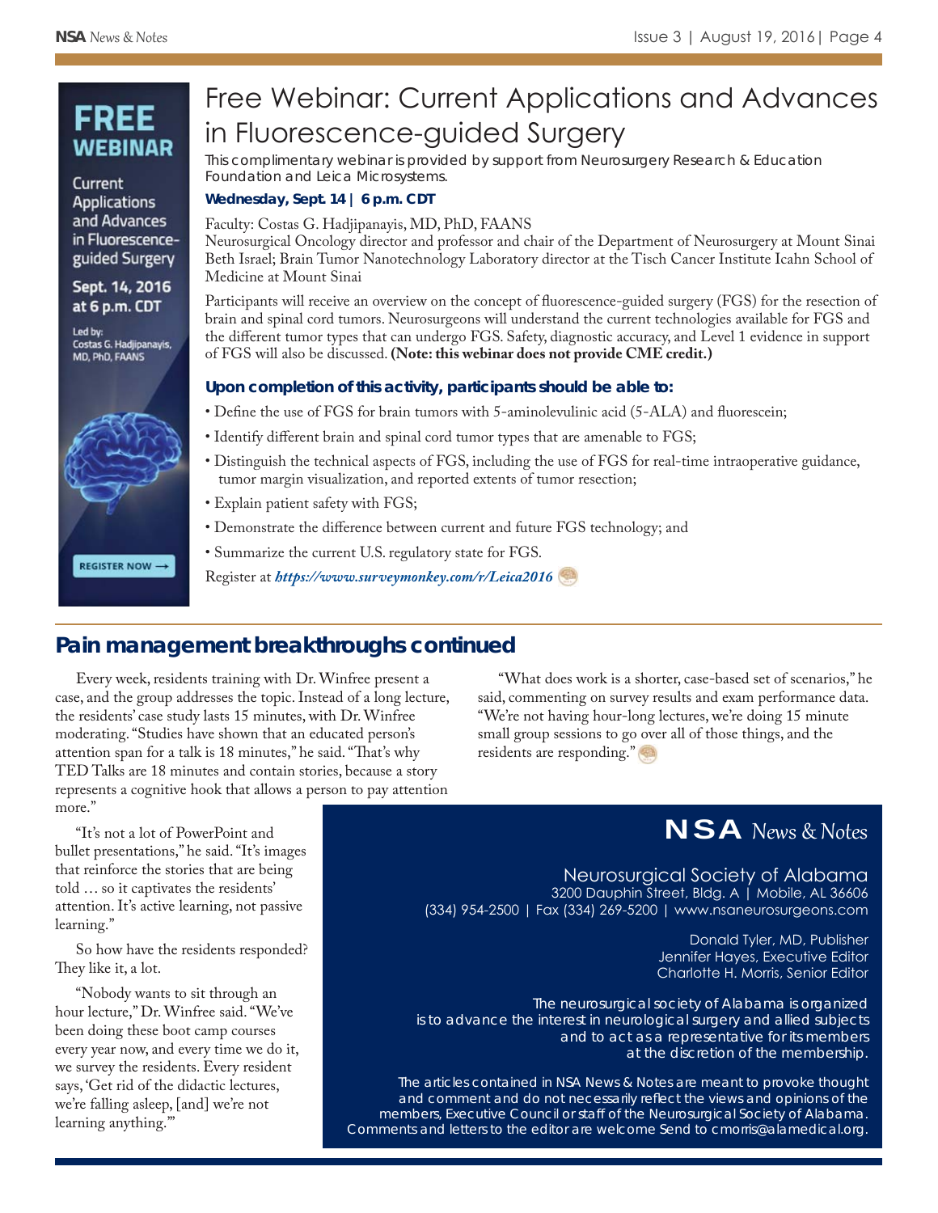FREE WEBINAR

Current Applications and Advances in Fluorescence-guided Surgery

Sept. 14, 2016 at 6 p.m. CDT

Led by: Costas G. Hadjipanayis, MD, PhD, FAANS

REGISTER NOW →

# Free Webinar: Current Applications and Advances in Fluorescence-guided Surgery

This complimentary webinar is provided by support from Neurosurgery Research & Education Foundation and Leica Microsystems.

**Wednesday, Sept. 14 | 6 p.m. CDT**

Faculty: Costas G. Hadjipanayis, MD, PhD, FAANS
Neurosurgical Oncology director and professor and chair of the Department of Neurosurgery at Mount Sinai Beth Israel; Brain Tumor Nanotechnology Laboratory director at the Tisch Cancer Institute Icahn School of Medicine at Mount Sinai

Participants will receive an overview on the concept of fluorescence-guided surgery (FGS) for the resection of brain and spinal cord tumors. Neurosurgeons will understand the current technologies available for FGS and the different tumor types that can undergo FGS. Safety, diagnostic accuracy, and Level 1 evidence in support of FGS will also be discussed. **(Note: this webinar does not provide CME credit.)**

**Upon completion of this activity, participants should be able to:**

- Define the use of FGS for brain tumors with 5-aminolevulinic acid (5-ALA) and fluorescein;
- Identify different brain and spinal cord tumor types that are amenable to FGS;
- Distinguish the technical aspects of FGS, including the use of FGS for real-time intraoperative guidance, tumor margin visualization, and reported extents of tumor resection;
- Explain patient safety with FGS;
- Demonstrate the difference between current and future FGS technology; and
- Summarize the current U.S. regulatory state for FGS.

Register at ***https://www.surveymonkey.com/r/Leica2016***

## Pain management breakthroughs continued

Every week, residents training with Dr. Winfree present a case, and the group addresses the topic. Instead of a long lecture, the residents' case study lasts 15 minutes, with Dr. Winfree moderating. "Studies have shown that an educated person's attention span for a talk is 18 minutes," he said. "That's why TED Talks are 18 minutes and contain stories, because a story represents a cognitive hook that allows a person to pay attention more."

"It's not a lot of PowerPoint and bullet presentations," he said. "It's images that reinforce the stories that are being told … so it captivates the residents' attention. It's active learning, not passive learning."

So how have the residents responded? They like it, a lot.

"Nobody wants to sit through an hour lecture," Dr. Winfree said. "We've been doing these boot camp courses every year now, and every time we do it, we survey the residents. Every resident says, 'Get rid of the didactic lectures, we're falling asleep, [and] we're not learning anything.'"

"What does work is a shorter, case-based set of scenarios," he said, commenting on survey results and exam performance data. "We're not having hour-long lectures, we're doing 15 minute small group sessions to go over all of those things, and the residents are responding."

**NSA** *News & Notes*

Neurosurgical Society of Alabama
3200 Dauphin Street, Bldg. A | Mobile, AL 36606
(334) 954-2500 | Fax (334) 269-5200 | www.nsaneurosurgeons.com

Donald Tyler, MD, Publisher
Jennifer Hayes, Executive Editor
Charlotte H. Morris, Senior Editor

The neurosurgical society of Alabama is organized is to advance the interest in neurological surgery and allied subjects and to act as a representative for its members at the discretion of the membership.

The articles contained in NSA News & Notes are meant to provoke thought and comment and do not necessarily reflect the views and opinions of the members, Executive Council or staff of the Neurosurgical Society of Alabama. Comments and letters to the editor are welcome Send to cmorris@alamedical.org.